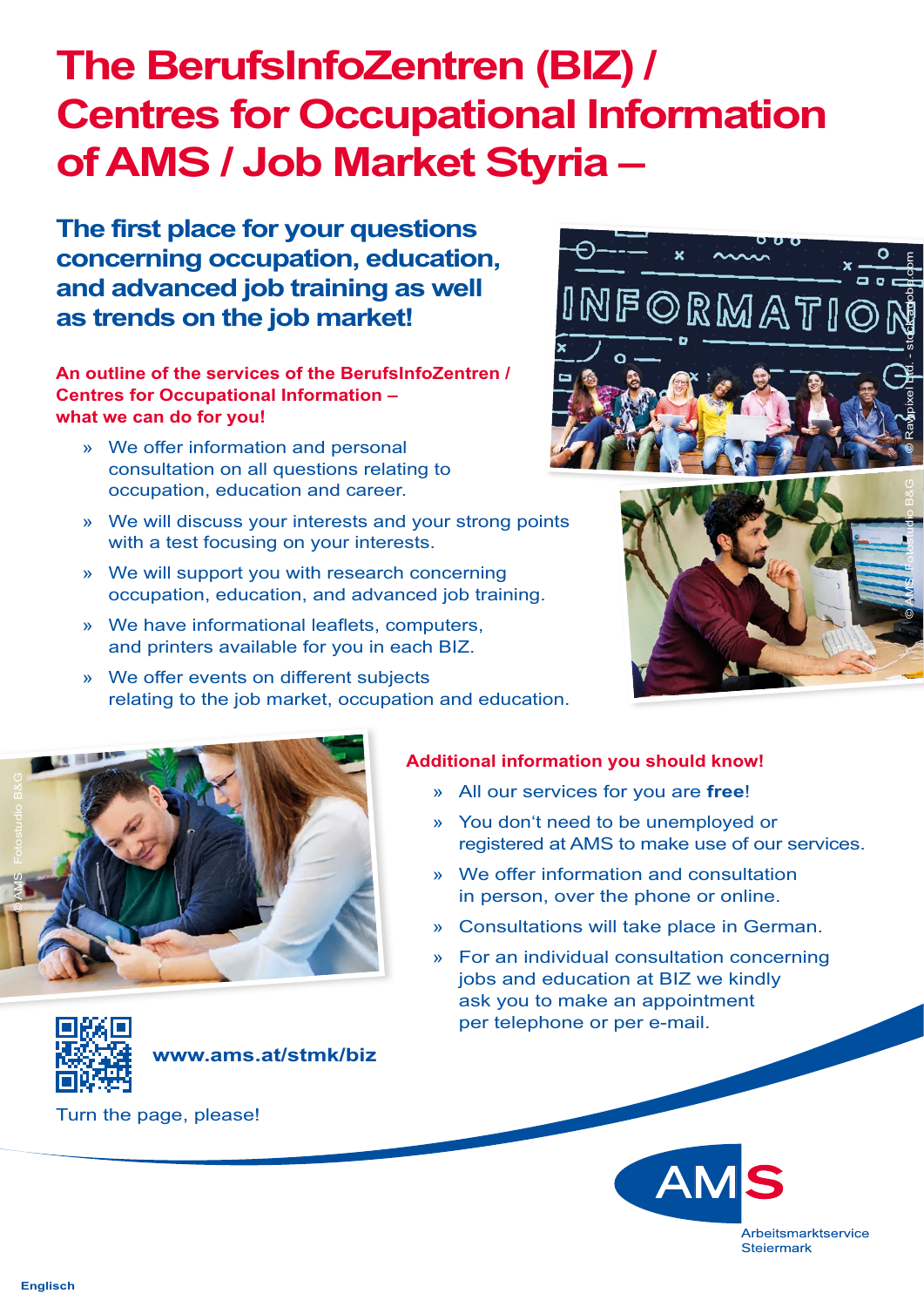# The BerufsInfoZentren (BIZ) / Centres for Occupational Information of AMS / Job Market Styria –

## The first place for your questions concerning occupation, education, and advanced job training as well as trends on the job market!

**An outline of the services of the BerufsInfoZentren / Centres for Occupational Information – what we can do for you!**

- We offer information and personal consultation on all questions relating to occupation, education and career.
- We will discuss your interests and your strong points with a test focusing on your interests.
- We will support you with research concerning occupation, education, and advanced job training.
- We have informational leaflets, computers, and printers available for you in each BIZ.
- We offer events on different subjects relating to the job market, occupation and education.

**Additional information you should know!**

- All our services for you are **free**!
- You don't need to be unemployed or registered at AMS to make use of our services.
- We offer information and consultation in person, over the phone or online.
- Consultations will take place in German.
- For an individual consultation concerning jobs and education at BIZ we kindly ask you to make an appointment per telephone or per e-mail.

**www.ams.at/stmk/biz**

Turn the page, please!

AMS Arbeitsmarktservice Steiermark

Englisch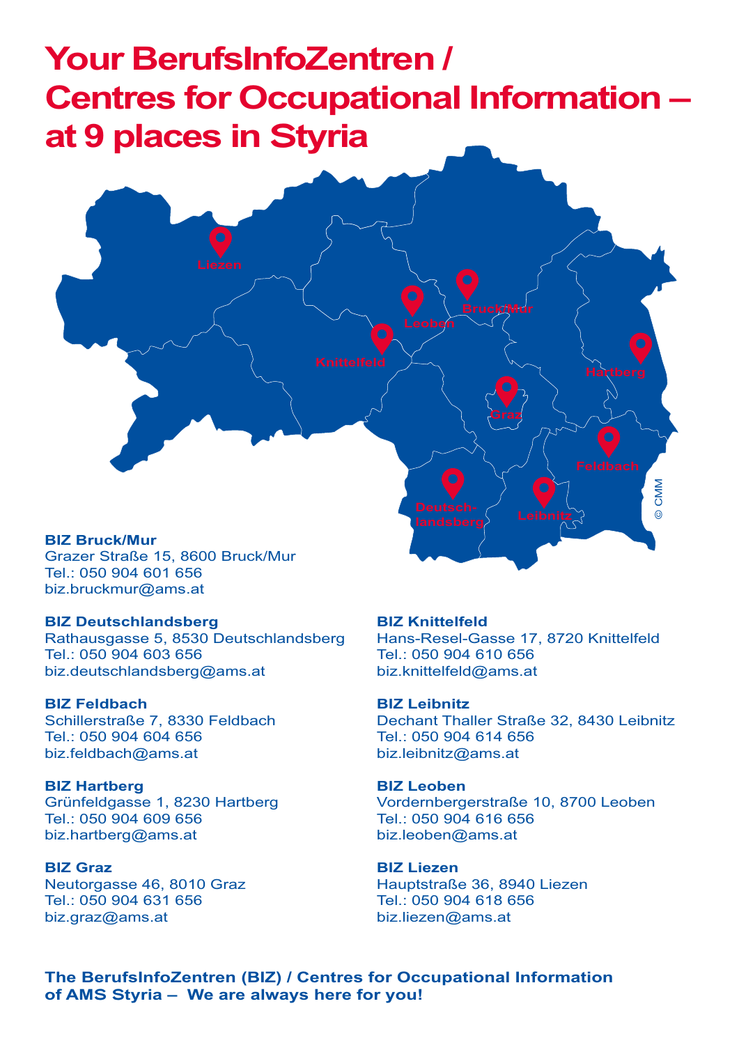# Your BerufsInfoZentren / Centres for Occupational Information – at 9 places in Styria

Liezen
Leoben
Bruck/Mur
Knittelfeld
Hartberg
Graz
Feldbach
Deutsch-landsberg
Leibnitz
© CMM

**BIZ Bruck/Mur**
Grazer Straße 15, 8600 Bruck/Mur
Tel.: 050 904 601 656
biz.bruckmur@ams.at

**BIZ Deutschlandsberg**
Rathausgasse 5, 8530 Deutschlandsberg
Tel.: 050 904 603 656
biz.deutschlandsberg@ams.at

**BIZ Feldbach**
Schillerstraße 7, 8330 Feldbach
Tel.: 050 904 604 656
biz.feldbach@ams.at

**BIZ Hartberg**
Grünfeldgasse 1, 8230 Hartberg
Tel.: 050 904 609 656
biz.hartberg@ams.at

**BIZ Graz**
Neutorgasse 46, 8010 Graz
Tel.: 050 904 631 656
biz.graz@ams.at

**BIZ Knittelfeld**
Hans-Resel-Gasse 17, 8720 Knittelfeld
Tel.: 050 904 610 656
biz.knittelfeld@ams.at

**BIZ Leibnitz**
Dechant Thaller Straße 32, 8430 Leibnitz
Tel.: 050 904 614 656
biz.leibnitz@ams.at

**BIZ Leoben**
Vordernbergerstraße 10, 8700 Leoben
Tel.: 050 904 616 656
biz.leoben@ams.at

**BIZ Liezen**
Hauptstraße 36, 8940 Liezen
Tel.: 050 904 618 656
biz.liezen@ams.at

**The BerufsInfoZentren (BIZ) / Centres for Occupational Information of AMS Styria – We are always here for you!**